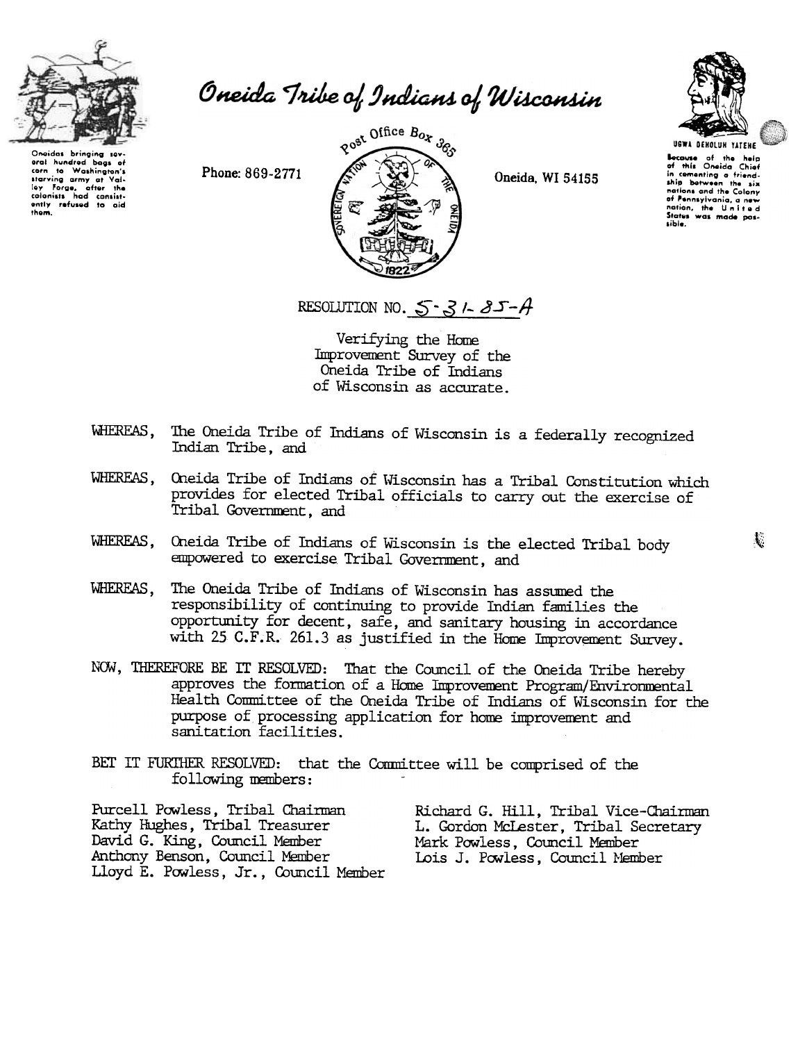# Oneida Tribe of Indians of Wisconsin

Oneidas bringing several hundred bags of corn to Washington's starving army at Valley Forge, after the colonists had consistently refused to aid them.

Phone: 869-2771

Post Office Box 365

Oneida, WI 54155

UGWA DEHOLUH YATEHE

Because of the help of this Oneida Chief in cementing a friendship between the six nations and the Colony of Pennsylvania, a new nation, the United States was made possible.

RESOLUTION NO. 5-31-85-A

Verifying the Home Improvement Survey of the Oneida Tribe of Indians of Wisconsin as accurate.

WHEREAS, The Oneida Tribe of Indians of Wisconsin is a federally recognized Indian Tribe, and

WHEREAS, Oneida Tribe of Indians of Wisconsin has a Tribal Constitution which provides for elected Tribal officials to carry out the exercise of Tribal Government, and

WHEREAS, Oneida Tribe of Indians of Wisconsin is the elected Tribal body empowered to exercise Tribal Government, and

WHEREAS, The Oneida Tribe of Indians of Wisconsin has assumed the responsibility of continuing to provide Indian families the opportunity for decent, safe, and sanitary housing in accordance with 25 C.F.R. 261.3 as justified in the Home Improvement Survey.

NOW, THEREFORE BE IT RESOLVED: That the Council of the Oneida Tribe hereby approves the formation of a Home Improvement Program/Environmental Health Committee of the Oneida Tribe of Indians of Wisconsin for the purpose of processing application for home improvement and sanitation facilities.

BET IT FURTHER RESOLVED: that the Committee will be comprised of the following members:

Purcell Powless, Tribal Chairman
Richard G. Hill, Tribal Vice-Chairman
Kathy Hughes, Tribal Treasurer
L. Gordon McLester, Tribal Secretary
David G. King, Council Member
Mark Powless, Council Member
Anthony Benson, Council Member
Lois J. Powless, Council Member
Lloyd E. Powless, Jr., Council Member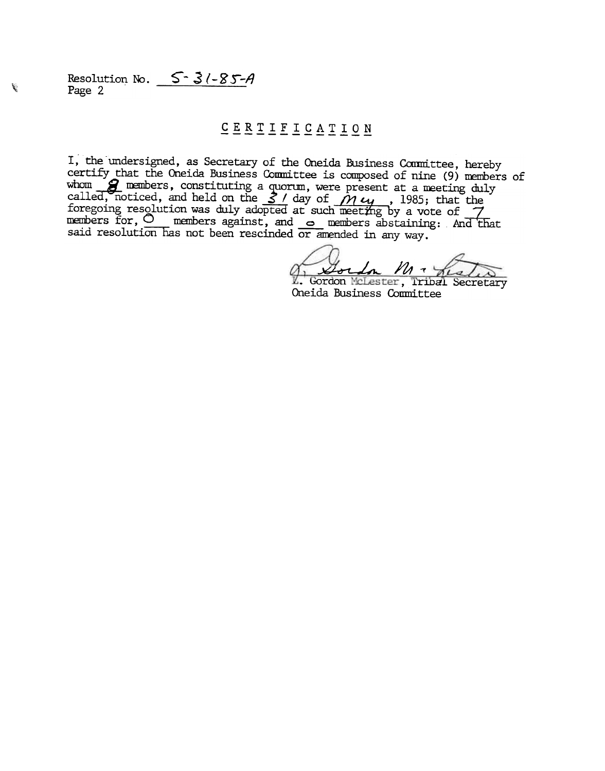Resolution No. 5-31-85-A
Page 2

# CERTIFICATION

I, the undersigned, as Secretary of the Oneida Business Committee, hereby certify that the Oneida Business Committee is composed of nine (9) members of whom 8 members, constituting a quorum, were present at a meeting duly called, noticed, and held on the 31 day of May, 1985; that the foregoing resolution was duly adopted at such meeting by a vote of 7 members for, 0 members against, and 0 members abstaining: And that said resolution has not been rescinded or amended in any way.

L. Gordon McLester, Tribal Secretary
Oneida Business Committee